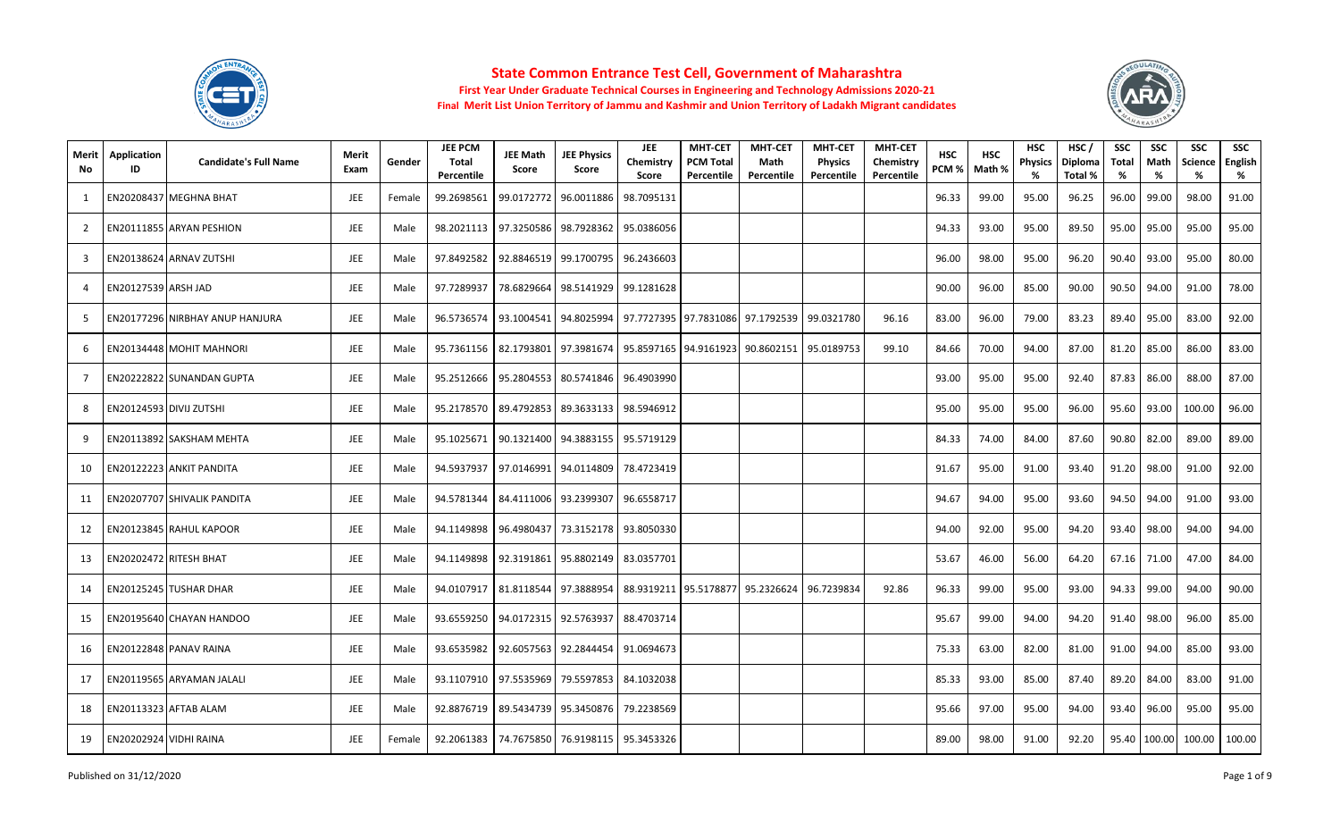# State Common Entrance Test Cell, Government of Maharashtra

**First Year Under Graduate Technical Courses in Engineering and Technology Admissions 2020-21**

**Final Merit List Union Territory of Jammu and Kashmir and Union Territory of Ladakh Migrant candidates**

| Merit No | Application ID | Candidate's Full Name | Merit Exam | Gender | JEE PCM Total Percentile | JEE Math Score | JEE Physics Score | JEE Chemistry Score | MHT-CET PCM Total Percentile | MHT-CET Math Percentile | MHT-CET Physics Percentile | MHT-CET Chemistry Percentile | HSC PCM % | HSC Math % | HSC Physics % | HSC / Diploma Total % | SSC Total % | SSC Math % | SSC Science % | SSC English % |
|---|---|---|---|---|---|---|---|---|---|---|---|---|---|---|---|---|---|---|---|---|
| 1 | EN20208437 | MEGHNA BHAT | JEE | Female | 99.2698561 | 99.0172772 | 96.0011886 | 98.7095131 | | | | | 96.33 | 99.00 | 95.00 | 96.25 | 96.00 | 99.00 | 98.00 | 91.00 |
| 2 | EN20111855 | ARYAN PESHION | JEE | Male | 98.2021113 | 97.3250586 | 98.7928362 | 95.0386056 | | | | | 94.33 | 93.00 | 95.00 | 89.50 | 95.00 | 95.00 | 95.00 | 95.00 |
| 3 | EN20138624 | ARNAV ZUTSHI | JEE | Male | 97.8492582 | 92.8846519 | 99.1700795 | 96.2436603 | | | | | 96.00 | 98.00 | 95.00 | 96.20 | 90.40 | 93.00 | 95.00 | 80.00 |
| 4 | EN20127539 | ARSH JAD | JEE | Male | 97.7289937 | 78.6829664 | 98.5141929 | 99.1281628 | | | | | 90.00 | 96.00 | 85.00 | 90.00 | 90.50 | 94.00 | 91.00 | 78.00 |
| 5 | EN20177296 | NIRBHAY ANUP HANJURA | JEE | Male | 96.5736574 | 93.1004541 | 94.8025994 | 97.7727395 | 97.7831086 | 97.1792539 | 99.0321780 | 96.16 | 83.00 | 96.00 | 79.00 | 83.23 | 89.40 | 95.00 | 83.00 | 92.00 |
| 6 | EN20134448 | MOHIT MAHNORI | JEE | Male | 95.7361156 | 82.1793801 | 97.3981674 | 95.8597165 | 94.9161923 | 90.8602151 | 95.0189753 | 99.10 | 84.66 | 70.00 | 94.00 | 87.00 | 81.20 | 85.00 | 86.00 | 83.00 |
| 7 | EN20222822 | SUNANDAN GUPTA | JEE | Male | 95.2512666 | 95.2804553 | 80.5741846 | 96.4903990 | | | | | 93.00 | 95.00 | 95.00 | 92.40 | 87.83 | 86.00 | 88.00 | 87.00 |
| 8 | EN20124593 | DIVIJ ZUTSHI | JEE | Male | 95.2178570 | 89.4792853 | 89.3633133 | 98.5946912 | | | | | 95.00 | 95.00 | 95.00 | 96.00 | 95.60 | 93.00 | 100.00 | 96.00 |
| 9 | EN20113892 | SAKSHAM MEHTA | JEE | Male | 95.1025671 | 90.1321400 | 94.3883155 | 95.5719129 | | | | | 84.33 | 74.00 | 84.00 | 87.60 | 90.80 | 82.00 | 89.00 | 89.00 |
| 10 | EN20122223 | ANKIT PANDITA | JEE | Male | 94.5937937 | 97.0146991 | 94.0114809 | 78.4723419 | | | | | 91.67 | 95.00 | 91.00 | 93.40 | 91.20 | 98.00 | 91.00 | 92.00 |
| 11 | EN20207707 | SHIVALIK PANDITA | JEE | Male | 94.5781344 | 84.4111006 | 93.2399307 | 96.6558717 | | | | | 94.67 | 94.00 | 95.00 | 93.60 | 94.50 | 94.00 | 91.00 | 93.00 |
| 12 | EN20123845 | RAHUL KAPOOR | JEE | Male | 94.1149898 | 96.4980437 | 73.3152178 | 93.8050330 | | | | | 94.00 | 92.00 | 95.00 | 94.20 | 93.40 | 98.00 | 94.00 | 94.00 |
| 13 | EN20202472 | RITESH BHAT | JEE | Male | 94.1149898 | 92.3191861 | 95.8802149 | 83.0357701 | | | | | 53.67 | 46.00 | 56.00 | 64.20 | 67.16 | 71.00 | 47.00 | 84.00 |
| 14 | EN20125245 | TUSHAR DHAR | JEE | Male | 94.0107917 | 81.8118544 | 97.3888954 | 88.9319211 | 95.5178877 | 95.2326624 | 96.7239834 | 92.86 | 96.33 | 99.00 | 95.00 | 93.00 | 94.33 | 99.00 | 94.00 | 90.00 |
| 15 | EN20195640 | CHAYAN HANDOO | JEE | Male | 93.6559250 | 94.0172315 | 92.5763937 | 88.4703714 | | | | | 95.67 | 99.00 | 94.00 | 94.20 | 91.40 | 98.00 | 96.00 | 85.00 |
| 16 | EN20122848 | PANAV RAINA | JEE | Male | 93.6535982 | 92.6057563 | 92.2844454 | 91.0694673 | | | | | 75.33 | 63.00 | 82.00 | 81.00 | 91.00 | 94.00 | 85.00 | 93.00 |
| 17 | EN20119565 | ARYAMAN JALALI | JEE | Male | 93.1107910 | 97.5535969 | 79.5597853 | 84.1032038 | | | | | 85.33 | 93.00 | 85.00 | 87.40 | 89.20 | 84.00 | 83.00 | 91.00 |
| 18 | EN20113323 | AFTAB ALAM | JEE | Male | 92.8876719 | 89.5434739 | 95.3450876 | 79.2238569 | | | | | 95.66 | 97.00 | 95.00 | 94.00 | 93.40 | 96.00 | 95.00 | 95.00 |
| 19 | EN20202924 | VIDHI RAINA | JEE | Female | 92.2061383 | 74.7675850 | 76.9198115 | 95.3453326 | | | | | 89.00 | 98.00 | 91.00 | 92.20 | 95.40 | 100.00 | 100.00 | 100.00 |

Published on 31/12/2020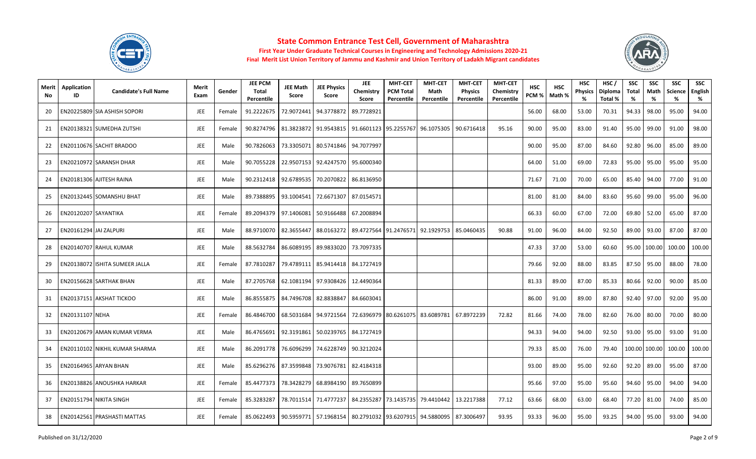## State Common Entrance Test Cell, Government of Maharashtra

**First Year Under Graduate Technical Courses in Engineering and Technology Admissions 2020-21**

**Final Merit List Union Territory of Jammu and Kashmir and Union Territory of Ladakh Migrant candidates**

| Merit No | Application ID | Candidate's Full Name | Merit Exam | Gender | JEE PCM Total Percentile | JEE Math Score | JEE Physics Score | JEE Chemistry Score | MHT-CET PCM Total Percentile | MHT-CET Math Percentile | MHT-CET Physics Percentile | MHT-CET Chemistry Percentile | HSC PCM % | HSC Math % | HSC Physics % | HSC / Diploma Total % | SSC Total % | SSC Math % | SSC Science % | SSC English % |
|---|---|---|---|---|---|---|---|---|---|---|---|---|---|---|---|---|---|---|---|---|
| 20 | EN20225809 | SIA ASHISH SOPORI | JEE | Female | 91.2222675 | 72.9072441 | 94.3778872 | 89.7728921 | | | | | 56.00 | 68.00 | 53.00 | 70.31 | 94.33 | 98.00 | 95.00 | 94.00 |
| 21 | EN20138321 | SUMEDHA ZUTSHI | JEE | Female | 90.8274796 | 81.3823872 | 91.9543815 | 91.6601123 | 95.2255767 | 96.1075305 | 90.6716418 | 95.16 | 90.00 | 95.00 | 83.00 | 91.40 | 95.00 | 99.00 | 91.00 | 98.00 |
| 22 | EN20110676 | SACHIT BRADOO | JEE | Male | 90.7826063 | 73.3305071 | 80.5741846 | 94.7077997 | | | | | 90.00 | 95.00 | 87.00 | 84.60 | 92.80 | 96.00 | 85.00 | 89.00 |
| 23 | EN20210972 | SARANSH DHAR | JEE | Male | 90.7055228 | 22.9507153 | 92.4247570 | 95.6000340 | | | | | 64.00 | 51.00 | 69.00 | 72.83 | 95.00 | 95.00 | 95.00 | 95.00 |
| 24 | EN20181306 | AJITESH RAINA | JEE | Male | 90.2312418 | 92.6789535 | 70.2070822 | 86.8136950 | | | | | 71.67 | 71.00 | 70.00 | 65.00 | 85.40 | 94.00 | 77.00 | 91.00 |
| 25 | EN20132445 | SOMANSHU BHAT | JEE | Male | 89.7388895 | 93.1004541 | 72.6671307 | 87.0154571 | | | | | 81.00 | 81.00 | 84.00 | 83.60 | 95.60 | 99.00 | 95.00 | 96.00 |
| 26 | EN20120207 | SAYANTIKA | JEE | Female | 89.2094379 | 97.1406081 | 50.9166488 | 67.2008894 | | | | | 66.33 | 60.00 | 67.00 | 72.00 | 69.80 | 52.00 | 65.00 | 87.00 |
| 27 | EN20161294 | JAI ZALPURI | JEE | Male | 88.9710070 | 82.3655447 | 88.0163272 | 89.4727564 | 91.2476571 | 92.1929753 | 85.0460435 | 90.88 | 91.00 | 96.00 | 84.00 | 92.50 | 89.00 | 93.00 | 87.00 | 87.00 |
| 28 | EN20140707 | RAHUL KUMAR | JEE | Male | 88.5632784 | 86.6089195 | 89.9833020 | 73.7097335 | | | | | 47.33 | 37.00 | 53.00 | 60.60 | 95.00 | 100.00 | 100.00 | 100.00 |
| 29 | EN20138072 | ISHITA SUMEER JALLA | JEE | Female | 87.7810287 | 79.4789111 | 85.9414418 | 84.1727419 | | | | | 79.66 | 92.00 | 88.00 | 83.85 | 87.50 | 95.00 | 88.00 | 78.00 |
| 30 | EN20156628 | SARTHAK BHAN | JEE | Male | 87.2705768 | 62.1081194 | 97.9308426 | 12.4490364 | | | | | 81.33 | 89.00 | 87.00 | 85.33 | 80.66 | 92.00 | 90.00 | 85.00 |
| 31 | EN20137151 | AKSHAT TICKOO | JEE | Male | 86.8555875 | 84.7496708 | 82.8838847 | 84.6603041 | | | | | 86.00 | 91.00 | 89.00 | 87.80 | 92.40 | 97.00 | 92.00 | 95.00 |
| 32 | EN20131107 | NEHA | JEE | Female | 86.4846700 | 68.5031684 | 94.9721564 | 72.6396979 | 80.6261075 | 83.6089781 | 67.8972239 | 72.82 | 81.66 | 74.00 | 78.00 | 82.60 | 76.00 | 80.00 | 70.00 | 80.00 |
| 33 | EN20120679 | AMAN KUMAR VERMA | JEE | Male | 86.4765691 | 92.3191861 | 50.0239765 | 84.1727419 | | | | | 94.33 | 94.00 | 94.00 | 92.50 | 93.00 | 95.00 | 93.00 | 91.00 |
| 34 | EN20110102 | NIKHIL KUMAR SHARMA | JEE | Male | 86.2091778 | 76.6096299 | 74.6228749 | 90.3212024 | | | | | 79.33 | 85.00 | 76.00 | 79.40 | 100.00 | 100.00 | 100.00 | 100.00 |
| 35 | EN20164965 | ARYAN BHAN | JEE | Male | 85.6296276 | 87.3599848 | 73.9076781 | 82.4184318 | | | | | 93.00 | 89.00 | 95.00 | 92.60 | 92.20 | 89.00 | 95.00 | 87.00 |
| 36 | EN20138826 | ANOUSHKA HARKAR | JEE | Female | 85.4477373 | 78.3428279 | 68.8984190 | 89.7650899 | | | | | 95.66 | 97.00 | 95.00 | 95.60 | 94.60 | 95.00 | 94.00 | 94.00 |
| 37 | EN20151794 | NIKITA SINGH | JEE | Female | 85.3283287 | 78.7011514 | 71.4777237 | 84.2355287 | 73.1435735 | 79.4410442 | 13.2217388 | 77.12 | 63.66 | 68.00 | 63.00 | 68.40 | 77.20 | 81.00 | 74.00 | 85.00 |
| 38 | EN20142561 | PRASHASTI MATTAS | JEE | Female | 85.0622493 | 90.5959771 | 57.1968154 | 80.2791032 | 93.6207915 | 94.5880095 | 87.3006497 | 93.95 | 93.33 | 96.00 | 95.00 | 93.25 | 94.00 | 95.00 | 93.00 | 94.00 |

Published on 31/12/2020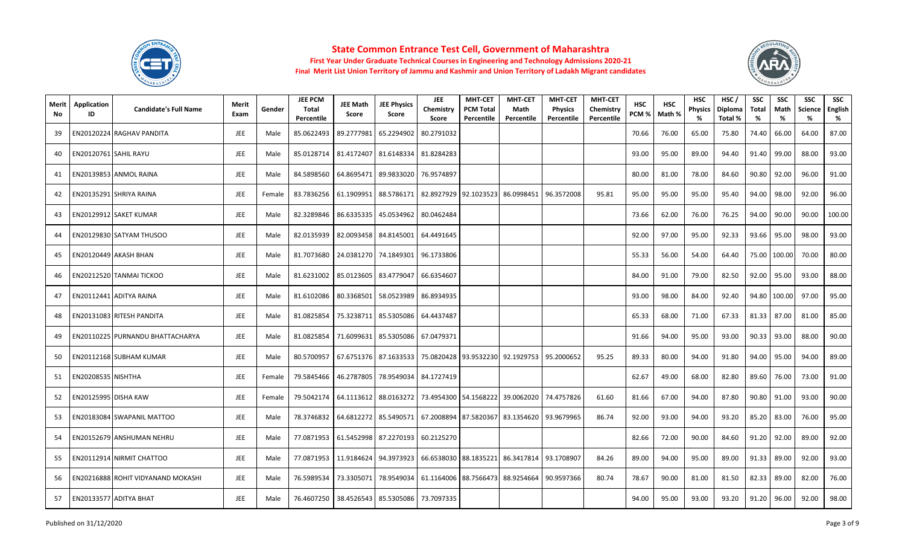# State Common Entrance Test Cell, Government of Maharashtra

**First Year Under Graduate Technical Courses in Engineering and Technology Admissions 2020-21**

**Final Merit List Union Territory of Jammu and Kashmir and Union Territory of Ladakh Migrant candidates**

| Merit No | Application ID | Candidate's Full Name | Merit Exam | Gender | JEE PCM Total Percentile | JEE Math Score | JEE Physics Score | JEE Chemistry Score | MHT-CET PCM Total Percentile | MHT-CET Math Percentile | MHT-CET Physics Percentile | MHT-CET Chemistry Percentile | HSC PCM % | HSC Math % | HSC Physics % | HSC / Diploma Total % | SSC Total % | SSC Math % | SSC Science % | SSC English % |
|---|---|---|---|---|---|---|---|---|---|---|---|---|---|---|---|---|---|---|---|---|
| 39 | EN20120224 | RAGHAV PANDITA | JEE | Male | 85.0622493 | 89.2777981 | 65.2294902 | 80.2791032 | | | | | 70.66 | 76.00 | 65.00 | 75.80 | 74.40 | 66.00 | 64.00 | 87.00 |
| 40 | EN20120761 | SAHIL RAYU | JEE | Male | 85.0128714 | 81.4172407 | 81.6148334 | 81.8284283 | | | | | 93.00 | 95.00 | 89.00 | 94.40 | 91.40 | 99.00 | 88.00 | 93.00 |
| 41 | EN20139853 | ANMOL RAINA | JEE | Male | 84.5898560 | 64.8695471 | 89.9833020 | 76.9574897 | | | | | 80.00 | 81.00 | 78.00 | 84.60 | 90.80 | 92.00 | 96.00 | 91.00 |
| 42 | EN20135291 | SHRIYA RAINA | JEE | Female | 83.7836256 | 61.1909951 | 88.5786171 | 82.8927929 | 92.1023523 | 86.0998451 | 96.3572008 | 95.81 | 95.00 | 95.00 | 95.00 | 95.40 | 94.00 | 98.00 | 92.00 | 96.00 |
| 43 | EN20129912 | SAKET KUMAR | JEE | Male | 82.3289846 | 86.6335335 | 45.0534962 | 80.0462484 | | | | | 73.66 | 62.00 | 76.00 | 76.25 | 94.00 | 90.00 | 90.00 | 100.00 |
| 44 | EN20129830 | SATYAM THUSOO | JEE | Male | 82.0135939 | 82.0093458 | 84.8145001 | 64.4491645 | | | | | 92.00 | 97.00 | 95.00 | 92.33 | 93.66 | 95.00 | 98.00 | 93.00 |
| 45 | EN20120449 | AKASH BHAN | JEE | Male | 81.7073680 | 24.0381270 | 74.1849301 | 96.1733806 | | | | | 55.33 | 56.00 | 54.00 | 64.40 | 75.00 | 100.00 | 70.00 | 80.00 |
| 46 | EN20212520 | TANMAI TICKOO | JEE | Male | 81.6231002 | 85.0123605 | 83.4779047 | 66.6354607 | | | | | 84.00 | 91.00 | 79.00 | 82.50 | 92.00 | 95.00 | 93.00 | 88.00 |
| 47 | EN20112441 | ADITYA RAINA | JEE | Male | 81.6102086 | 80.3368501 | 58.0523989 | 86.8934935 | | | | | 93.00 | 98.00 | 84.00 | 92.40 | 94.80 | 100.00 | 97.00 | 95.00 |
| 48 | EN20131083 | RITESH PANDITA | JEE | Male | 81.0825854 | 75.3238711 | 85.5305086 | 64.4437487 | | | | | 65.33 | 68.00 | 71.00 | 67.33 | 81.33 | 87.00 | 81.00 | 85.00 |
| 49 | EN20110225 | PURNANDU BHATTACHARYA | JEE | Male | 81.0825854 | 71.6099631 | 85.5305086 | 67.0479371 | | | | | 91.66 | 94.00 | 95.00 | 93.00 | 90.33 | 93.00 | 88.00 | 90.00 |
| 50 | EN20112168 | SUBHAM KUMAR | JEE | Male | 80.5700957 | 67.6751376 | 87.1633533 | 75.0820428 | 93.9532230 | 92.1929753 | 95.2000652 | 95.25 | 89.33 | 80.00 | 94.00 | 91.80 | 94.00 | 95.00 | 94.00 | 89.00 |
| 51 | EN20208535 | NISHTHA | JEE | Female | 79.5845466 | 46.2787805 | 78.9549034 | 84.1727419 | | | | | 62.67 | 49.00 | 68.00 | 82.80 | 89.60 | 76.00 | 73.00 | 91.00 |
| 52 | EN20125995 | DISHA KAW | JEE | Female | 79.5042174 | 64.1113612 | 88.0163272 | 73.4954300 | 54.1568222 | 39.0062020 | 74.4757826 | 61.60 | 81.66 | 67.00 | 94.00 | 87.80 | 90.80 | 91.00 | 93.00 | 90.00 |
| 53 | EN20183084 | SWAPANIL MATTOO | JEE | Male | 78.3746832 | 64.6812272 | 85.5490571 | 67.2008894 | 87.5820367 | 83.1354620 | 93.9679965 | 86.74 | 92.00 | 93.00 | 94.00 | 93.20 | 85.20 | 83.00 | 76.00 | 95.00 |
| 54 | EN20152679 | ANSHUMAN NEHRU | JEE | Male | 77.0871953 | 61.5452998 | 87.2270193 | 60.2125270 | | | | | 82.66 | 72.00 | 90.00 | 84.60 | 91.20 | 92.00 | 89.00 | 92.00 |
| 55 | EN20112914 | NIRMIT CHATTOO | JEE | Male | 77.0871953 | 11.9184624 | 94.3973923 | 66.6538030 | 88.1835221 | 86.3417814 | 93.1708907 | 84.26 | 89.00 | 94.00 | 95.00 | 89.00 | 91.33 | 89.00 | 92.00 | 93.00 |
| 56 | EN20216888 | ROHIT VIDYANAND MOKASHI | JEE | Male | 76.5989534 | 73.3305071 | 78.9549034 | 61.1164006 | 88.7566473 | 88.9254664 | 90.9597366 | 80.74 | 78.67 | 90.00 | 81.00 | 81.50 | 82.33 | 89.00 | 82.00 | 76.00 |
| 57 | EN20133577 | ADITYA BHAT | JEE | Male | 76.4607250 | 38.4526543 | 85.5305086 | 73.7097335 | | | | | 94.00 | 95.00 | 93.00 | 93.20 | 91.20 | 96.00 | 92.00 | 98.00 |

Published on 31/12/2020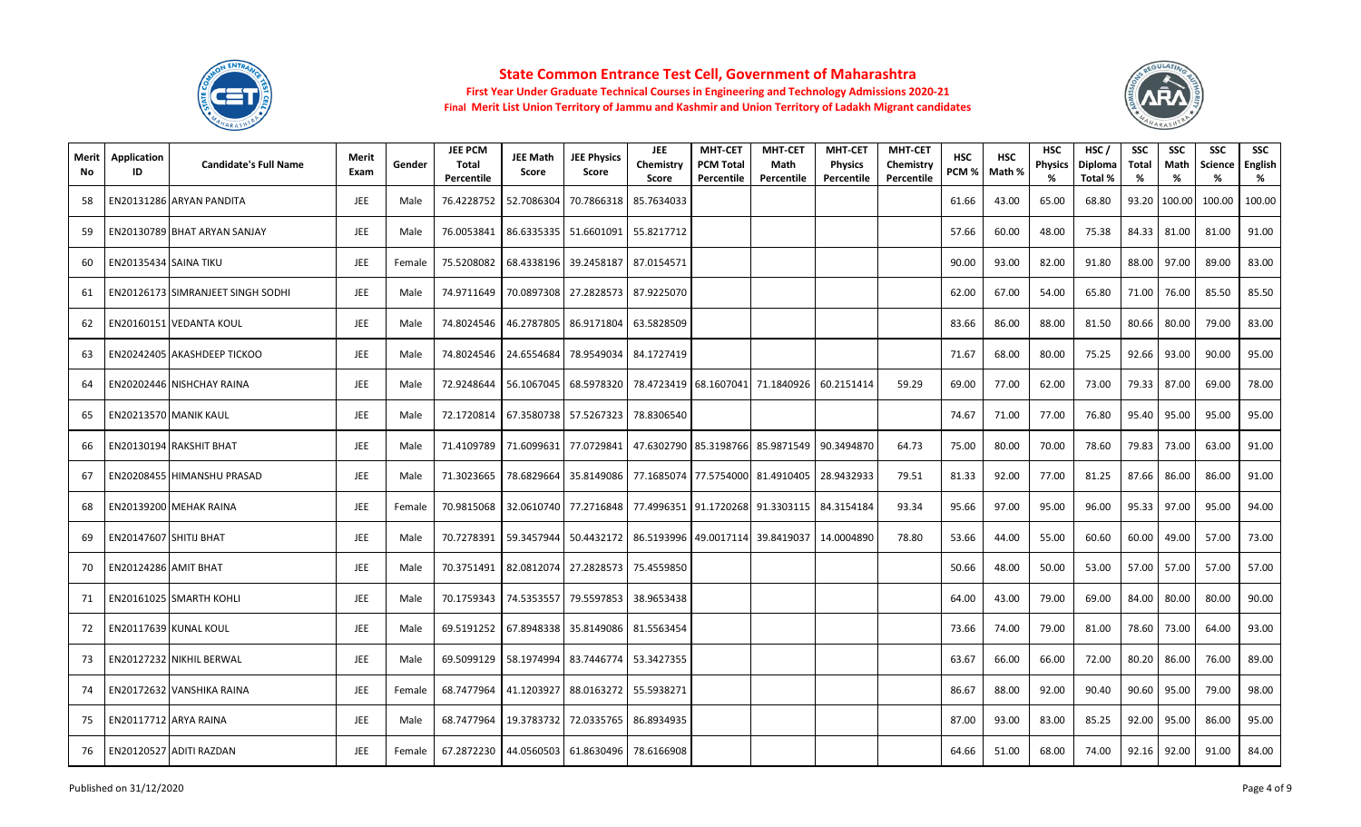# State Common Entrance Test Cell, Government of Maharashtra

**First Year Under Graduate Technical Courses in Engineering and Technology Admissions 2020-21**

**Final Merit List Union Territory of Jammu and Kashmir and Union Territory of Ladakh Migrant candidates**

| Merit No | Application ID | Candidate's Full Name | Merit Exam | Gender | JEE PCM Total Percentile | JEE Math Score | JEE Physics Score | JEE Chemistry Score | MHT-CET PCM Total Percentile | MHT-CET Math Percentile | MHT-CET Physics Percentile | MHT-CET Chemistry Percentile | HSC PCM % | HSC Math % | HSC Physics % | HSC / Diploma Total % | SSC Total % | SSC Math % | SSC Science % | SSC English % |
|---|---|---|---|---|---|---|---|---|---|---|---|---|---|---|---|---|---|---|---|---|
| 58 | EN20131286 | ARYAN PANDITA | JEE | Male | 76.4228752 | 52.7086304 | 70.7866318 | 85.7634033 | | | | | 61.66 | 43.00 | 65.00 | 68.80 | 93.20 | 100.00 | 100.00 | 100.00 |
| 59 | EN20130789 | BHAT ARYAN SANJAY | JEE | Male | 76.0053841 | 86.6335335 | 51.6601091 | 55.8217712 | | | | | 57.66 | 60.00 | 48.00 | 75.38 | 84.33 | 81.00 | 81.00 | 91.00 |
| 60 | EN20135434 | SAINA TIKU | JEE | Female | 75.5208082 | 68.4338196 | 39.2458187 | 87.0154571 | | | | | 90.00 | 93.00 | 82.00 | 91.80 | 88.00 | 97.00 | 89.00 | 83.00 |
| 61 | EN20126173 | SIMRANJEET SINGH SODHI | JEE | Male | 74.9711649 | 70.0897308 | 27.2828573 | 87.9225070 | | | | | 62.00 | 67.00 | 54.00 | 65.80 | 71.00 | 76.00 | 85.50 | 85.50 |
| 62 | EN20160151 | VEDANTA KOUL | JEE | Male | 74.8024546 | 46.2787805 | 86.9171804 | 63.5828509 | | | | | 83.66 | 86.00 | 88.00 | 81.50 | 80.66 | 80.00 | 79.00 | 83.00 |
| 63 | EN20242405 | AKASHDEEP TICKOO | JEE | Male | 74.8024546 | 24.6554684 | 78.9549034 | 84.1727419 | | | | | 71.67 | 68.00 | 80.00 | 75.25 | 92.66 | 93.00 | 90.00 | 95.00 |
| 64 | EN20202446 | NISHCHAY RAINA | JEE | Male | 72.9248644 | 56.1067045 | 68.5978320 | 78.4723419 | 68.1607041 | 71.1840926 | 60.2151414 | 59.29 | 69.00 | 77.00 | 62.00 | 73.00 | 79.33 | 87.00 | 69.00 | 78.00 |
| 65 | EN20213570 | MANIK KAUL | JEE | Male | 72.1720814 | 67.3580738 | 57.5267323 | 78.8306540 | | | | | 74.67 | 71.00 | 77.00 | 76.80 | 95.40 | 95.00 | 95.00 | 95.00 |
| 66 | EN20130194 | RAKSHIT BHAT | JEE | Male | 71.4109789 | 71.6099631 | 77.0729841 | 47.6302790 | 85.3198766 | 85.9871549 | 90.3494870 | 64.73 | 75.00 | 80.00 | 70.00 | 78.60 | 79.83 | 73.00 | 63.00 | 91.00 |
| 67 | EN20208455 | HIMANSHU PRASAD | JEE | Male | 71.3023665 | 78.6829664 | 35.8149086 | 77.1685074 | 77.5754000 | 81.4910405 | 28.9432933 | 79.51 | 81.33 | 92.00 | 77.00 | 81.25 | 87.66 | 86.00 | 86.00 | 91.00 |
| 68 | EN20139200 | MEHAK RAINA | JEE | Female | 70.9815068 | 32.0610740 | 77.2716848 | 77.4996351 | 91.1720268 | 91.3303115 | 84.3154184 | 93.34 | 95.66 | 97.00 | 95.00 | 96.00 | 95.33 | 97.00 | 95.00 | 94.00 |
| 69 | EN20147607 | SHITIJ BHAT | JEE | Male | 70.7278391 | 59.3457944 | 50.4432172 | 86.5193996 | 49.0017114 | 39.8419037 | 14.0004890 | 78.80 | 53.66 | 44.00 | 55.00 | 60.60 | 60.00 | 49.00 | 57.00 | 73.00 |
| 70 | EN20124286 | AMIT BHAT | JEE | Male | 70.3751491 | 82.0812074 | 27.2828573 | 75.4559850 | | | | | 50.66 | 48.00 | 50.00 | 53.00 | 57.00 | 57.00 | 57.00 | 57.00 |
| 71 | EN20161025 | SMARTH KOHLI | JEE | Male | 70.1759343 | 74.5353557 | 79.5597853 | 38.9653438 | | | | | 64.00 | 43.00 | 79.00 | 69.00 | 84.00 | 80.00 | 80.00 | 90.00 |
| 72 | EN20117639 | KUNAL KOUL | JEE | Male | 69.5191252 | 67.8948338 | 35.8149086 | 81.5563454 | | | | | 73.66 | 74.00 | 79.00 | 81.00 | 78.60 | 73.00 | 64.00 | 93.00 |
| 73 | EN20127232 | NIKHIL BERWAL | JEE | Male | 69.5099129 | 58.1974994 | 83.7446774 | 53.3427355 | | | | | 63.67 | 66.00 | 66.00 | 72.00 | 80.20 | 86.00 | 76.00 | 89.00 |
| 74 | EN20172632 | VANSHIKA RAINA | JEE | Female | 68.7477964 | 41.1203927 | 88.0163272 | 55.5938271 | | | | | 86.67 | 88.00 | 92.00 | 90.40 | 90.60 | 95.00 | 79.00 | 98.00 |
| 75 | EN20117712 | ARYA RAINA | JEE | Male | 68.7477964 | 19.3783732 | 72.0335765 | 86.8934935 | | | | | 87.00 | 93.00 | 83.00 | 85.25 | 92.00 | 95.00 | 86.00 | 95.00 |
| 76 | EN20120527 | ADITI RAZDAN | JEE | Female | 67.2872230 | 44.0560503 | 61.8630496 | 78.6166908 | | | | | 64.66 | 51.00 | 68.00 | 74.00 | 92.16 | 92.00 | 91.00 | 84.00 |

Published on 31/12/2020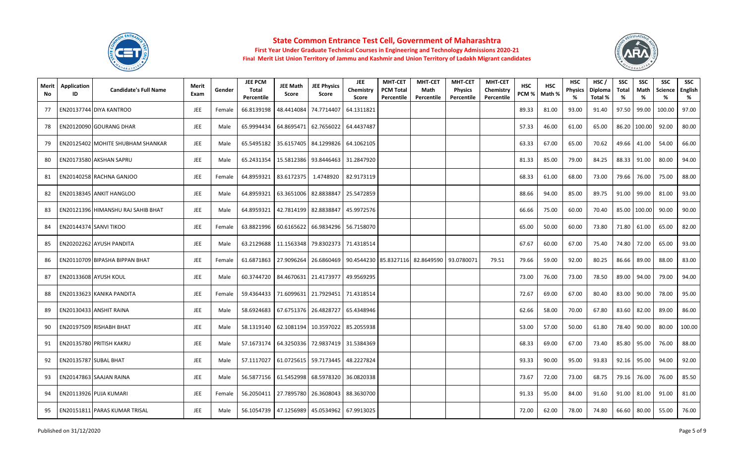# State Common Entrance Test Cell, Government of Maharashtra

**First Year Under Graduate Technical Courses in Engineering and Technology Admissions 2020-21**

**Final Merit List Union Territory of Jammu and Kashmir and Union Territory of Ladakh Migrant candidates**

| Merit No | Application ID | Candidate's Full Name | Merit Exam | Gender | JEE PCM Total Percentile | JEE Math Score | JEE Physics Score | JEE Chemistry Score | MHT-CET PCM Total Percentile | MHT-CET Math Percentile | MHT-CET Physics Percentile | MHT-CET Chemistry Percentile | HSC PCM % | HSC Math % | HSC Physics % | HSC / Diploma Total % | SSC Total % | SSC Math % | SSC Science % | SSC English % |
|---|---|---|---|---|---|---|---|---|---|---|---|---|---|---|---|---|---|---|---|---|
| 77 | EN20137744 | DIYA KANTROO | JEE | Female | 66.8139198 | 48.4414084 | 74.7714407 | 64.1311821 | | | | | 89.33 | 81.00 | 93.00 | 91.40 | 97.50 | 99.00 | 100.00 | 97.00 |
| 78 | EN20120090 | GOURANG DHAR | JEE | Male | 65.9994434 | 64.8695471 | 62.7656022 | 64.4437487 | | | | | 57.33 | 46.00 | 61.00 | 65.00 | 86.20 | 100.00 | 92.00 | 80.00 |
| 79 | EN20125402 | MOHITE SHUBHAM SHANKAR | JEE | Male | 65.5495182 | 35.6157405 | 84.1299826 | 64.1062105 | | | | | 63.33 | 67.00 | 65.00 | 70.62 | 49.66 | 41.00 | 54.00 | 66.00 |
| 80 | EN20173580 | AKSHAN SAPRU | JEE | Male | 65.2431354 | 15.5812386 | 93.8446463 | 31.2847920 | | | | | 81.33 | 85.00 | 79.00 | 84.25 | 88.33 | 91.00 | 80.00 | 94.00 |
| 81 | EN20140258 | RACHNA GANJOO | JEE | Female | 64.8959321 | 83.6172375 | 1.4748920 | 82.9173119 | | | | | 68.33 | 61.00 | 68.00 | 73.00 | 79.66 | 76.00 | 75.00 | 88.00 |
| 82 | EN20138345 | ANKIT HANGLOO | JEE | Male | 64.8959321 | 63.3651006 | 82.8838847 | 25.5472859 | | | | | 88.66 | 94.00 | 85.00 | 89.75 | 91.00 | 99.00 | 81.00 | 93.00 |
| 83 | EN20121396 | HIMANSHU RAJ SAHIB BHAT | JEE | Male | 64.8959321 | 42.7814199 | 82.8838847 | 45.9972576 | | | | | 66.66 | 75.00 | 60.00 | 70.40 | 85.00 | 100.00 | 90.00 | 90.00 |
| 84 | EN20144374 | SANVI TIKOO | JEE | Female | 63.8821996 | 60.6165622 | 66.9834296 | 56.7158070 | | | | | 65.00 | 50.00 | 60.00 | 73.80 | 71.80 | 61.00 | 65.00 | 82.00 |
| 85 | EN20202262 | AYUSH PANDITA | JEE | Male | 63.2129688 | 11.1563348 | 79.8302373 | 71.4318514 | | | | | 67.67 | 60.00 | 67.00 | 75.40 | 74.80 | 72.00 | 65.00 | 93.00 |
| 86 | EN20110709 | BIPASHA BIPPAN BHAT | JEE | Female | 61.6871863 | 27.9096264 | 26.6860469 | 90.4544230 | 85.8327116 | 82.8649590 | 93.0780071 | 79.51 | 79.66 | 59.00 | 92.00 | 80.25 | 86.66 | 89.00 | 88.00 | 83.00 |
| 87 | EN20133608 | AYUSH KOUL | JEE | Male | 60.3744720 | 84.4670631 | 21.4173977 | 49.9569295 | | | | | 73.00 | 76.00 | 73.00 | 78.50 | 89.00 | 94.00 | 79.00 | 94.00 |
| 88 | EN20133623 | KANIKA PANDITA | JEE | Female | 59.4364433 | 71.6099631 | 21.7929451 | 71.4318514 | | | | | 72.67 | 69.00 | 67.00 | 80.40 | 83.00 | 90.00 | 78.00 | 95.00 |
| 89 | EN20130433 | ANSHIT RAINA | JEE | Male | 58.6924683 | 67.6751376 | 26.4828727 | 65.4348946 | | | | | 62.66 | 58.00 | 70.00 | 67.80 | 83.60 | 82.00 | 89.00 | 86.00 |
| 90 | EN20197509 | RISHABH BHAT | JEE | Male | 58.1319140 | 62.1081194 | 10.3597022 | 85.2055938 | | | | | 53.00 | 57.00 | 50.00 | 61.80 | 78.40 | 90.00 | 80.00 | 100.00 |
| 91 | EN20135780 | PRITISH KAKRU | JEE | Male | 57.1673174 | 64.3250336 | 72.9837419 | 31.5384369 | | | | | 68.33 | 69.00 | 67.00 | 73.40 | 85.80 | 95.00 | 76.00 | 88.00 |
| 92 | EN20135787 | SUBAL BHAT | JEE | Male | 57.1117027 | 61.0725615 | 59.7173445 | 48.2227824 | | | | | 93.33 | 90.00 | 95.00 | 93.83 | 92.16 | 95.00 | 94.00 | 92.00 |
| 93 | EN20147863 | SAAJAN RAINA | JEE | Male | 56.5877156 | 61.5452998 | 68.5978320 | 36.0820338 | | | | | 73.67 | 72.00 | 73.00 | 68.75 | 79.16 | 76.00 | 76.00 | 85.50 |
| 94 | EN20113926 | PUJA KUMARI | JEE | Female | 56.2050411 | 27.7895780 | 26.3608043 | 88.3630700 | | | | | 91.33 | 95.00 | 84.00 | 91.60 | 91.00 | 81.00 | 91.00 | 81.00 |
| 95 | EN20151811 | PARAS KUMAR TRISAL | JEE | Male | 56.1054739 | 47.1256989 | 45.0534962 | 67.9913025 | | | | | 72.00 | 62.00 | 78.00 | 74.80 | 66.60 | 80.00 | 55.00 | 76.00 |

Published on 31/12/2020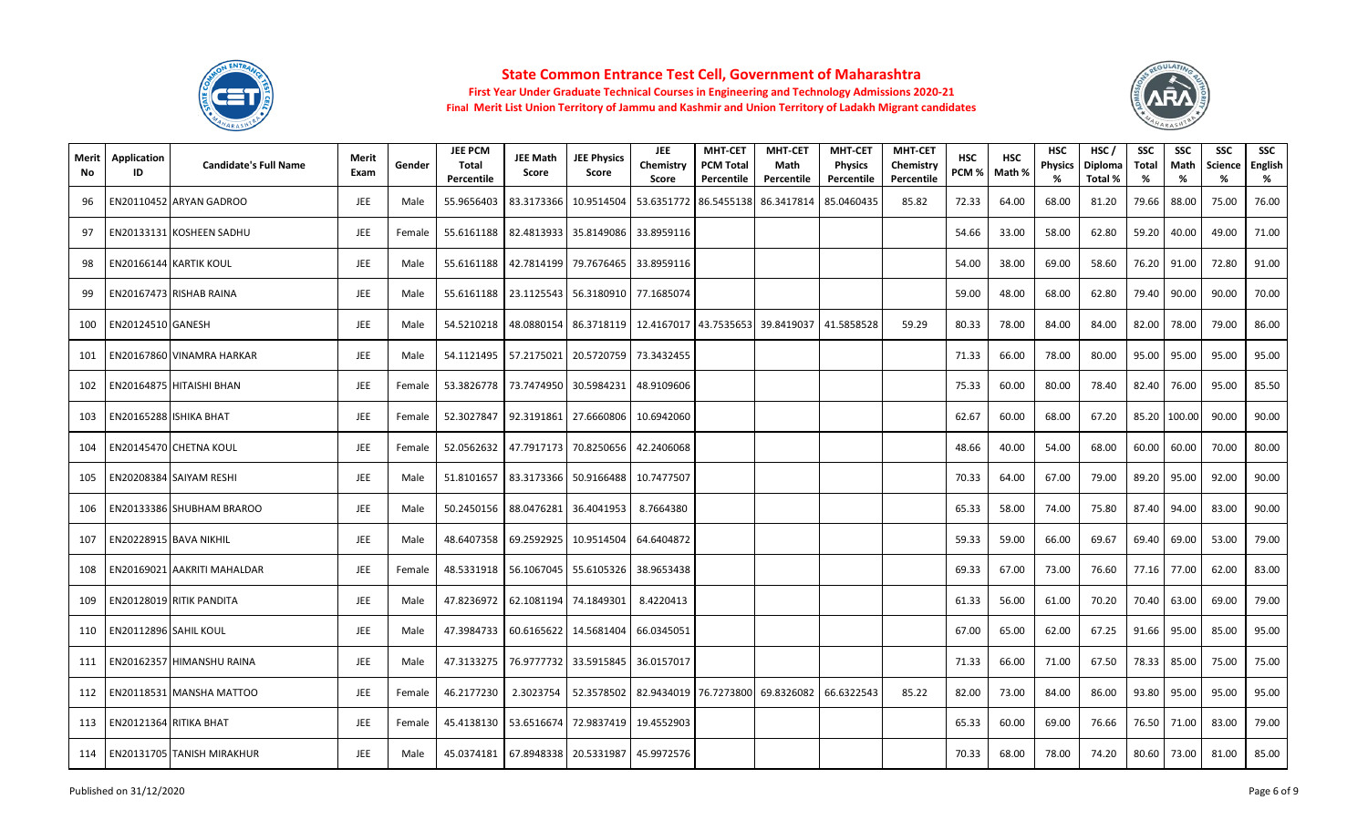# State Common Entrance Test Cell, Government of Maharashtra

**First Year Under Graduate Technical Courses in Engineering and Technology Admissions 2020-21**

**Final Merit List Union Territory of Jammu and Kashmir and Union Territory of Ladakh Migrant candidates**

| Merit No | Application ID | Candidate's Full Name | Merit Exam | Gender | JEE PCM Total Percentile | JEE Math Score | JEE Physics Score | JEE Chemistry Score | MHT-CET PCM Total Percentile | MHT-CET Math Percentile | MHT-CET Physics Percentile | MHT-CET Chemistry Percentile | HSC PCM % | HSC Math % | HSC Physics % | HSC / Diploma Total % | SSC Total % | SSC Math % | SSC Science % | SSC English % |
|---|---|---|---|---|---|---|---|---|---|---|---|---|---|---|---|---|---|---|---|---|
| 96 | EN20110452 | ARYAN GADROO | JEE | Male | 55.9656403 | 83.3173366 | 10.9514504 | 53.6351772 | 86.5455138 | 86.3417814 | 85.0460435 | 85.82 | 72.33 | 64.00 | 68.00 | 81.20 | 79.66 | 88.00 | 75.00 | 76.00 |
| 97 | EN20133131 | KOSHEEN SADHU | JEE | Female | 55.6161188 | 82.4813933 | 35.8149086 | 33.8959116 | | | | | 54.66 | 33.00 | 58.00 | 62.80 | 59.20 | 40.00 | 49.00 | 71.00 |
| 98 | EN20166144 | KARTIK KOUL | JEE | Male | 55.6161188 | 42.7814199 | 79.7676465 | 33.8959116 | | | | | 54.00 | 38.00 | 69.00 | 58.60 | 76.20 | 91.00 | 72.80 | 91.00 |
| 99 | EN20167473 | RISHAB RAINA | JEE | Male | 55.6161188 | 23.1125543 | 56.3180910 | 77.1685074 | | | | | 59.00 | 48.00 | 68.00 | 62.80 | 79.40 | 90.00 | 90.00 | 70.00 |
| 100 | EN20124510 | GANESH | JEE | Male | 54.5210218 | 48.0880154 | 86.3718119 | 12.4167017 | 43.7535653 | 39.8419037 | 41.5858528 | 59.29 | 80.33 | 78.00 | 84.00 | 84.00 | 82.00 | 78.00 | 79.00 | 86.00 |
| 101 | EN20167860 | VINAMRA HARKAR | JEE | Male | 54.1121495 | 57.2175021 | 20.5720759 | 73.3432455 | | | | | 71.33 | 66.00 | 78.00 | 80.00 | 95.00 | 95.00 | 95.00 | 95.00 |
| 102 | EN20164875 | HITAISHI BHAN | JEE | Female | 53.3826778 | 73.7474950 | 30.5984231 | 48.9109606 | | | | | 75.33 | 60.00 | 80.00 | 78.40 | 82.40 | 76.00 | 95.00 | 85.50 |
| 103 | EN20165288 | ISHIKA BHAT | JEE | Female | 52.3027847 | 92.3191861 | 27.6660806 | 10.6942060 | | | | | 62.67 | 60.00 | 68.00 | 67.20 | 85.20 | 100.00 | 90.00 | 90.00 |
| 104 | EN20145470 | CHETNA KOUL | JEE | Female | 52.0562632 | 47.7917173 | 70.8250656 | 42.2406068 | | | | | 48.66 | 40.00 | 54.00 | 68.00 | 60.00 | 60.00 | 70.00 | 80.00 |
| 105 | EN20208384 | SAIYAM RESHI | JEE | Male | 51.8101657 | 83.3173366 | 50.9166488 | 10.7477507 | | | | | 70.33 | 64.00 | 67.00 | 79.00 | 89.20 | 95.00 | 92.00 | 90.00 |
| 106 | EN20133386 | SHUBHAM BRAROO | JEE | Male | 50.2450156 | 88.0476281 | 36.4041953 | 8.7664380 | | | | | 65.33 | 58.00 | 74.00 | 75.80 | 87.40 | 94.00 | 83.00 | 90.00 |
| 107 | EN20228915 | BAVA NIKHIL | JEE | Male | 48.6407358 | 69.2592925 | 10.9514504 | 64.6404872 | | | | | 59.33 | 59.00 | 66.00 | 69.67 | 69.40 | 69.00 | 53.00 | 79.00 |
| 108 | EN20169021 | AAKRITI MAHALDAR | JEE | Female | 48.5331918 | 56.1067045 | 55.6105326 | 38.9653438 | | | | | 69.33 | 67.00 | 73.00 | 76.60 | 77.16 | 77.00 | 62.00 | 83.00 |
| 109 | EN20128019 | RITIK PANDITA | JEE | Male | 47.8236972 | 62.1081194 | 74.1849301 | 8.4220413 | | | | | 61.33 | 56.00 | 61.00 | 70.20 | 70.40 | 63.00 | 69.00 | 79.00 |
| 110 | EN20112896 | SAHIL KOUL | JEE | Male | 47.3984733 | 60.6165622 | 14.5681404 | 66.0345051 | | | | | 67.00 | 65.00 | 62.00 | 67.25 | 91.66 | 95.00 | 85.00 | 95.00 |
| 111 | EN20162357 | HIMANSHU RAINA | JEE | Male | 47.3133275 | 76.9777732 | 33.5915845 | 36.0157017 | | | | | 71.33 | 66.00 | 71.00 | 67.50 | 78.33 | 85.00 | 75.00 | 75.00 |
| 112 | EN20118531 | MANSHA MATTOO | JEE | Female | 46.2177230 | 2.3023754 | 52.3578502 | 82.9434019 | 76.7273800 | 69.8326082 | 66.6322543 | 85.22 | 82.00 | 73.00 | 84.00 | 86.00 | 93.80 | 95.00 | 95.00 | 95.00 |
| 113 | EN20121364 | RITIKA BHAT | JEE | Female | 45.4138130 | 53.6516674 | 72.9837419 | 19.4552903 | | | | | 65.33 | 60.00 | 69.00 | 76.66 | 76.50 | 71.00 | 83.00 | 79.00 |
| 114 | EN20131705 | TANISH MIRAKHUR | JEE | Male | 45.0374181 | 67.8948338 | 20.5331987 | 45.9972576 | | | | | 70.33 | 68.00 | 78.00 | 74.20 | 80.60 | 73.00 | 81.00 | 85.00 |

Published on 31/12/2020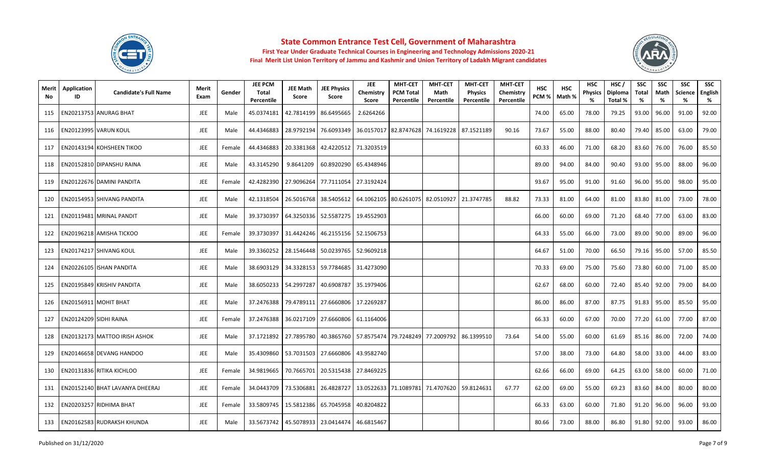## State Common Entrance Test Cell, Government of Maharashtra

**First Year Under Graduate Technical Courses in Engineering and Technology Admissions 2020-21**

**Final Merit List Union Territory of Jammu and Kashmir and Union Territory of Ladakh Migrant candidates**

| Merit No | Application ID | Candidate's Full Name | Merit Exam | Gender | JEE PCM Total Percentile | JEE Math Score | JEE Physics Score | JEE Chemistry Score | MHT-CET PCM Total Percentile | MHT-CET Math Percentile | MHT-CET Physics Percentile | MHT-CET Chemistry Percentile | HSC PCM % | HSC Math % | HSC Physics % | HSC / Diploma Total % | SSC Total % | SSC Math % | SSC Science % | SSC English % |
|---|---|---|---|---|---|---|---|---|---|---|---|---|---|---|---|---|---|---|---|---|
| 115 | EN20213753 | ANURAG BHAT | JEE | Male | 45.0374181 | 42.7814199 | 86.6495665 | 2.6264266 | | | | | 74.00 | 65.00 | 78.00 | 79.25 | 93.00 | 96.00 | 91.00 | 92.00 |
| 116 | EN20123995 | VARUN KOUL | JEE | Male | 44.4346883 | 28.9792194 | 76.6093349 | 36.0157017 | 82.8747628 | 74.1619228 | 87.1521189 | 90.16 | 73.67 | 55.00 | 88.00 | 80.40 | 79.40 | 85.00 | 63.00 | 79.00 |
| 117 | EN20143194 | KOHSHEEN TIKOO | JEE | Female | 44.4346883 | 20.3381368 | 42.4220512 | 71.3203519 | | | | | 60.33 | 46.00 | 71.00 | 68.20 | 83.60 | 76.00 | 76.00 | 85.50 |
| 118 | EN20152810 | DIPANSHU RAINA | JEE | Male | 43.3145290 | 9.8641209 | 60.8920290 | 65.4348946 | | | | | 89.00 | 94.00 | 84.00 | 90.40 | 93.00 | 95.00 | 88.00 | 96.00 |
| 119 | EN20122676 | DAMINI PANDITA | JEE | Female | 42.4282390 | 27.9096264 | 77.7111054 | 27.3192424 | | | | | 93.67 | 95.00 | 91.00 | 91.60 | 96.00 | 95.00 | 98.00 | 95.00 |
| 120 | EN20154953 | SHIVANG PANDITA | JEE | Male | 42.1318504 | 26.5016768 | 38.5405612 | 64.1062105 | 80.6261075 | 82.0510927 | 21.3747785 | 88.82 | 73.33 | 81.00 | 64.00 | 81.00 | 83.80 | 81.00 | 73.00 | 78.00 |
| 121 | EN20119481 | MRINAL PANDIT | JEE | Male | 39.3730397 | 64.3250336 | 52.5587275 | 19.4552903 | | | | | 66.00 | 60.00 | 69.00 | 71.20 | 68.40 | 77.00 | 63.00 | 83.00 |
| 122 | EN20196218 | AMISHA TICKOO | JEE | Female | 39.3730397 | 31.4424246 | 46.2155156 | 52.1506753 | | | | | 64.33 | 55.00 | 66.00 | 73.00 | 89.00 | 90.00 | 89.00 | 96.00 |
| 123 | EN20174217 | SHIVANG KOUL | JEE | Male | 39.3360252 | 28.1546448 | 50.0239765 | 52.9609218 | | | | | 64.67 | 51.00 | 70.00 | 66.50 | 79.16 | 95.00 | 57.00 | 85.50 |
| 124 | EN20226105 | ISHAN PANDITA | JEE | Male | 38.6903129 | 34.3328153 | 59.7784685 | 31.4273090 | | | | | 70.33 | 69.00 | 75.00 | 75.60 | 73.80 | 60.00 | 71.00 | 85.00 |
| 125 | EN20195849 | KRISHIV PANDITA | JEE | Male | 38.6050233 | 54.2997287 | 40.6908787 | 35.1979406 | | | | | 62.67 | 68.00 | 60.00 | 72.40 | 85.40 | 92.00 | 79.00 | 84.00 |
| 126 | EN20156911 | MOHIT BHAT | JEE | Male | 37.2476388 | 79.4789111 | 27.6660806 | 17.2269287 | | | | | 86.00 | 86.00 | 87.00 | 87.75 | 91.83 | 95.00 | 85.50 | 95.00 |
| 127 | EN20124209 | SIDHI RAINA | JEE | Female | 37.2476388 | 36.0217109 | 27.6660806 | 61.1164006 | | | | | 66.33 | 60.00 | 67.00 | 70.00 | 77.20 | 61.00 | 77.00 | 87.00 |
| 128 | EN20132173 | MATTOO IRISH ASHOK | JEE | Male | 37.1721892 | 27.7895780 | 40.3865760 | 57.8575474 | 79.7248249 | 77.2009792 | 86.1399510 | 73.64 | 54.00 | 55.00 | 60.00 | 61.69 | 85.16 | 86.00 | 72.00 | 74.00 |
| 129 | EN20146658 | DEVANG HANDOO | JEE | Male | 35.4309860 | 53.7031503 | 27.6660806 | 43.9582740 | | | | | 57.00 | 38.00 | 73.00 | 64.80 | 58.00 | 33.00 | 44.00 | 83.00 |
| 130 | EN20131836 | RITIKA KICHLOO | JEE | Female | 34.9819665 | 70.7665701 | 20.5315438 | 27.8469225 | | | | | 62.66 | 66.00 | 69.00 | 64.25 | 63.00 | 58.00 | 60.00 | 71.00 |
| 131 | EN20152140 | BHAT LAVANYA DHEERAJ | JEE | Female | 34.0443709 | 73.5306881 | 26.4828727 | 13.0522633 | 71.1089781 | 71.4707620 | 59.8124631 | 67.77 | 62.00 | 69.00 | 55.00 | 69.23 | 83.60 | 84.00 | 80.00 | 80.00 |
| 132 | EN20203257 | RIDHIMA BHAT | JEE | Female | 33.5809745 | 15.5812386 | 65.7045958 | 40.8204822 | | | | | 66.33 | 63.00 | 60.00 | 71.80 | 91.20 | 96.00 | 96.00 | 93.00 |
| 133 | EN20162583 | RUDRAKSH KHUNDA | JEE | Male | 33.5673742 | 45.5078933 | 23.0414474 | 46.6815467 | | | | | 80.66 | 73.00 | 88.00 | 86.80 | 91.80 | 92.00 | 93.00 | 86.00 |

Published on 31/12/2020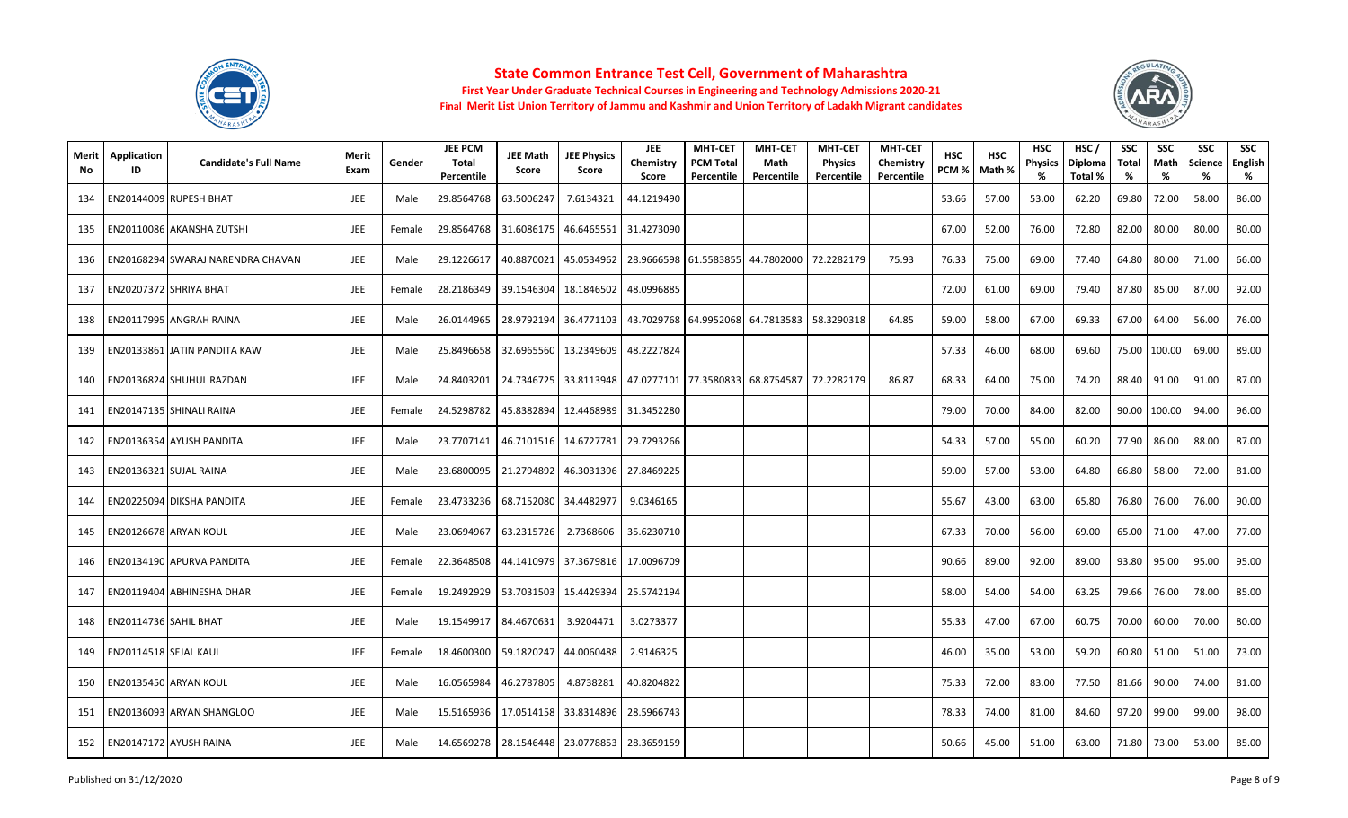# State Common Entrance Test Cell, Government of Maharashtra

**First Year Under Graduate Technical Courses in Engineering and Technology Admissions 2020-21**

**Final Merit List Union Territory of Jammu and Kashmir and Union Territory of Ladakh Migrant candidates**

| Merit No | Application ID | Candidate's Full Name | Merit Exam | Gender | JEE PCM Total Percentile | JEE Math Score | JEE Physics Score | JEE Chemistry Score | MHT-CET PCM Total Percentile | MHT-CET Math Percentile | MHT-CET Physics Percentile | MHT-CET Chemistry Percentile | HSC PCM % | HSC Math % | HSC Physics % | HSC / Diploma Total % | SSC Total % | SSC Math % | SSC Science % | SSC English % |
|---|---|---|---|---|---|---|---|---|---|---|---|---|---|---|---|---|---|---|---|---|
| 134 | EN20144009 | RUPESH BHAT | JEE | Male | 29.8564768 | 63.5006247 | 7.6134321 | 44.1219490 | | | | | 53.66 | 57.00 | 53.00 | 62.20 | 69.80 | 72.00 | 58.00 | 86.00 |
| 135 | EN20110086 | AKANSHA ZUTSHI | JEE | Female | 29.8564768 | 31.6086175 | 46.6465551 | 31.4273090 | | | | | 67.00 | 52.00 | 76.00 | 72.80 | 82.00 | 80.00 | 80.00 | 80.00 |
| 136 | EN20168294 | SWARAJ NARENDRA CHAVAN | JEE | Male | 29.1226617 | 40.8870021 | 45.0534962 | 28.9666598 | 61.5583855 | 44.7802000 | 72.2282179 | 75.93 | 76.33 | 75.00 | 69.00 | 77.40 | 64.80 | 80.00 | 71.00 | 66.00 |
| 137 | EN20207372 | SHRIYA BHAT | JEE | Female | 28.2186349 | 39.1546304 | 18.1846502 | 48.0996885 | | | | | 72.00 | 61.00 | 69.00 | 79.40 | 87.80 | 85.00 | 87.00 | 92.00 |
| 138 | EN20117995 | ANGRAH RAINA | JEE | Male | 26.0144965 | 28.9792194 | 36.4771103 | 43.7029768 | 64.9952068 | 64.7813583 | 58.3290318 | 64.85 | 59.00 | 58.00 | 67.00 | 69.33 | 67.00 | 64.00 | 56.00 | 76.00 |
| 139 | EN20133861 | JATIN PANDITA KAW | JEE | Male | 25.8496658 | 32.6965560 | 13.2349609 | 48.2227824 | | | | | 57.33 | 46.00 | 68.00 | 69.60 | 75.00 | 100.00 | 69.00 | 89.00 |
| 140 | EN20136824 | SHUHUL RAZDAN | JEE | Male | 24.8403201 | 24.7346725 | 33.8113948 | 47.0277101 | 77.3580833 | 68.8754587 | 72.2282179 | 86.87 | 68.33 | 64.00 | 75.00 | 74.20 | 88.40 | 91.00 | 91.00 | 87.00 |
| 141 | EN20147135 | SHINALI RAINA | JEE | Female | 24.5298782 | 45.8382894 | 12.4468989 | 31.3452280 | | | | | 79.00 | 70.00 | 84.00 | 82.00 | 90.00 | 100.00 | 94.00 | 96.00 |
| 142 | EN20136354 | AYUSH PANDITA | JEE | Male | 23.7707141 | 46.7101516 | 14.6727781 | 29.7293266 | | | | | 54.33 | 57.00 | 55.00 | 60.20 | 77.90 | 86.00 | 88.00 | 87.00 |
| 143 | EN20136321 | SUJAL RAINA | JEE | Male | 23.6800095 | 21.2794892 | 46.3031396 | 27.8469225 | | | | | 59.00 | 57.00 | 53.00 | 64.80 | 66.80 | 58.00 | 72.00 | 81.00 |
| 144 | EN20225094 | DIKSHA PANDITA | JEE | Female | 23.4733236 | 68.7152080 | 34.4482977 | 9.0346165 | | | | | 55.67 | 43.00 | 63.00 | 65.80 | 76.80 | 76.00 | 76.00 | 90.00 |
| 145 | EN20126678 | ARYAN KOUL | JEE | Male | 23.0694967 | 63.2315726 | 2.7368606 | 35.6230710 | | | | | 67.33 | 70.00 | 56.00 | 69.00 | 65.00 | 71.00 | 47.00 | 77.00 |
| 146 | EN20134190 | APURVA PANDITA | JEE | Female | 22.3648508 | 44.1410979 | 37.3679816 | 17.0096709 | | | | | 90.66 | 89.00 | 92.00 | 89.00 | 93.80 | 95.00 | 95.00 | 95.00 |
| 147 | EN20119404 | ABHINESHA DHAR | JEE | Female | 19.2492929 | 53.7031503 | 15.4429394 | 25.5742194 | | | | | 58.00 | 54.00 | 54.00 | 63.25 | 79.66 | 76.00 | 78.00 | 85.00 |
| 148 | EN20114736 | SAHIL BHAT | JEE | Male | 19.1549917 | 84.4670631 | 3.9204471 | 3.0273377 | | | | | 55.33 | 47.00 | 67.00 | 60.75 | 70.00 | 60.00 | 70.00 | 80.00 |
| 149 | EN20114518 | SEJAL KAUL | JEE | Female | 18.4600300 | 59.1820247 | 44.0060488 | 2.9146325 | | | | | 46.00 | 35.00 | 53.00 | 59.20 | 60.80 | 51.00 | 51.00 | 73.00 |
| 150 | EN20135450 | ARYAN KOUL | JEE | Male | 16.0565984 | 46.2787805 | 4.8738281 | 40.8204822 | | | | | 75.33 | 72.00 | 83.00 | 77.50 | 81.66 | 90.00 | 74.00 | 81.00 |
| 151 | EN20136093 | ARYAN SHANGLOO | JEE | Male | 15.5165936 | 17.0514158 | 33.8314896 | 28.5966743 | | | | | 78.33 | 74.00 | 81.00 | 84.60 | 97.20 | 99.00 | 99.00 | 98.00 |
| 152 | EN20147172 | AYUSH RAINA | JEE | Male | 14.6569278 | 28.1546448 | 23.0778853 | 28.3659159 | | | | | 50.66 | 45.00 | 51.00 | 63.00 | 71.80 | 73.00 | 53.00 | 85.00 |

Published on 31/12/2020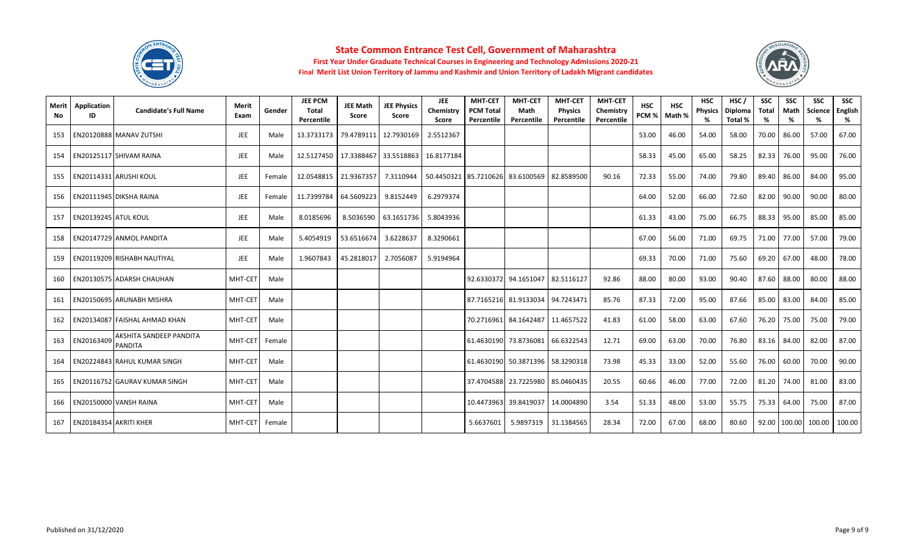## State Common Entrance Test Cell, Government of Maharashtra

**First Year Under Graduate Technical Courses in Engineering and Technology Admissions 2020-21**

**Final Merit List Union Territory of Jammu and Kashmir and Union Territory of Ladakh Migrant candidates**

| Merit No | Application ID | Candidate's Full Name | Merit Exam | Gender | JEE PCM Total Percentile | JEE Math Score | JEE Physics Score | JEE Chemistry Score | MHT-CET PCM Total Percentile | MHT-CET Math Percentile | MHT-CET Physics Percentile | MHT-CET Chemistry Percentile | HSC PCM % | HSC Math % | HSC Physics % | HSC / Diploma Total % | SSC Total % | SSC Math % | SSC Science % | SSC English % |
|---|---|---|---|---|---|---|---|---|---|---|---|---|---|---|---|---|---|---|---|---|
| 153 | EN20120888 | MANAV ZUTSHI | JEE | Male | 13.3733173 | 79.4789111 | 12.7930169 | 2.5512367 | | | | | 53.00 | 46.00 | 54.00 | 58.00 | 70.00 | 86.00 | 57.00 | 67.00 |
| 154 | EN20125117 | SHIVAM RAINA | JEE | Male | 12.5127450 | 17.3388467 | 33.5518863 | 16.8177184 | | | | | 58.33 | 45.00 | 65.00 | 58.25 | 82.33 | 76.00 | 95.00 | 76.00 |
| 155 | EN20114331 | ARUSHI KOUL | JEE | Female | 12.0548815 | 21.9367357 | 7.3110944 | 50.4450321 | 85.7210626 | 83.6100569 | 82.8589500 | 90.16 | 72.33 | 55.00 | 74.00 | 79.80 | 89.40 | 86.00 | 84.00 | 95.00 |
| 156 | EN20111945 | DIKSHA RAINA | JEE | Female | 11.7399784 | 64.5609223 | 9.8152449 | 6.2979374 | | | | | 64.00 | 52.00 | 66.00 | 72.60 | 82.00 | 90.00 | 90.00 | 80.00 |
| 157 | EN20139245 | ATUL KOUL | JEE | Male | 8.0185696 | 8.5036590 | 63.1651736 | 5.8043936 | | | | | 61.33 | 43.00 | 75.00 | 66.75 | 88.33 | 95.00 | 85.00 | 85.00 |
| 158 | EN20147729 | ANMOL PANDITA | JEE | Male | 5.4054919 | 53.6516674 | 3.6228637 | 8.3290661 | | | | | 67.00 | 56.00 | 71.00 | 69.75 | 71.00 | 77.00 | 57.00 | 79.00 |
| 159 | EN20119209 | RISHABH NAUTIYAL | JEE | Male | 1.9607843 | 45.2818017 | 2.7056087 | 5.9194964 | | | | | 69.33 | 70.00 | 71.00 | 75.60 | 69.20 | 67.00 | 48.00 | 78.00 |
| 160 | EN20130575 | ADARSH CHAUHAN | MHT-CET | Male | | | | | 92.6330372 | 94.1651047 | 82.5116127 | 92.86 | 88.00 | 80.00 | 93.00 | 90.40 | 87.60 | 88.00 | 80.00 | 88.00 |
| 161 | EN20150695 | ARUNABH MISHRA | MHT-CET | Male | | | | | 87.7165216 | 81.9133034 | 94.7243471 | 85.76 | 87.33 | 72.00 | 95.00 | 87.66 | 85.00 | 83.00 | 84.00 | 85.00 |
| 162 | EN20134087 | FAISHAL AHMAD KHAN | MHT-CET | Male | | | | | 70.2716961 | 84.1642487 | 11.4657522 | 41.83 | 61.00 | 58.00 | 63.00 | 67.60 | 76.20 | 75.00 | 75.00 | 79.00 |
| 163 | EN20163409 | AKSHITA SANDEEP PANDITA PANDITA | MHT-CET | Female | | | | | 61.4630190 | 73.8736081 | 66.6322543 | 12.71 | 69.00 | 63.00 | 70.00 | 76.80 | 83.16 | 84.00 | 82.00 | 87.00 |
| 164 | EN20224843 | RAHUL KUMAR SINGH | MHT-CET | Male | | | | | 61.4630190 | 50.3871396 | 58.3290318 | 73.98 | 45.33 | 33.00 | 52.00 | 55.60 | 76.00 | 60.00 | 70.00 | 90.00 |
| 165 | EN20116752 | GAURAV KUMAR SINGH | MHT-CET | Male | | | | | 37.4704588 | 23.7225980 | 85.0460435 | 20.55 | 60.66 | 46.00 | 77.00 | 72.00 | 81.20 | 74.00 | 81.00 | 83.00 |
| 166 | EN20150000 | VANSH RAINA | MHT-CET | Male | | | | | 10.4473963 | 39.8419037 | 14.0004890 | 3.54 | 51.33 | 48.00 | 53.00 | 55.75 | 75.33 | 64.00 | 75.00 | 87.00 |
| 167 | EN20184354 | AKRITI KHER | MHT-CET | Female | | | | | 5.6637601 | 5.9897319 | 31.1384565 | 28.34 | 72.00 | 67.00 | 68.00 | 80.60 | 92.00 | 100.00 | 100.00 | 100.00 |

Published on 31/12/2020